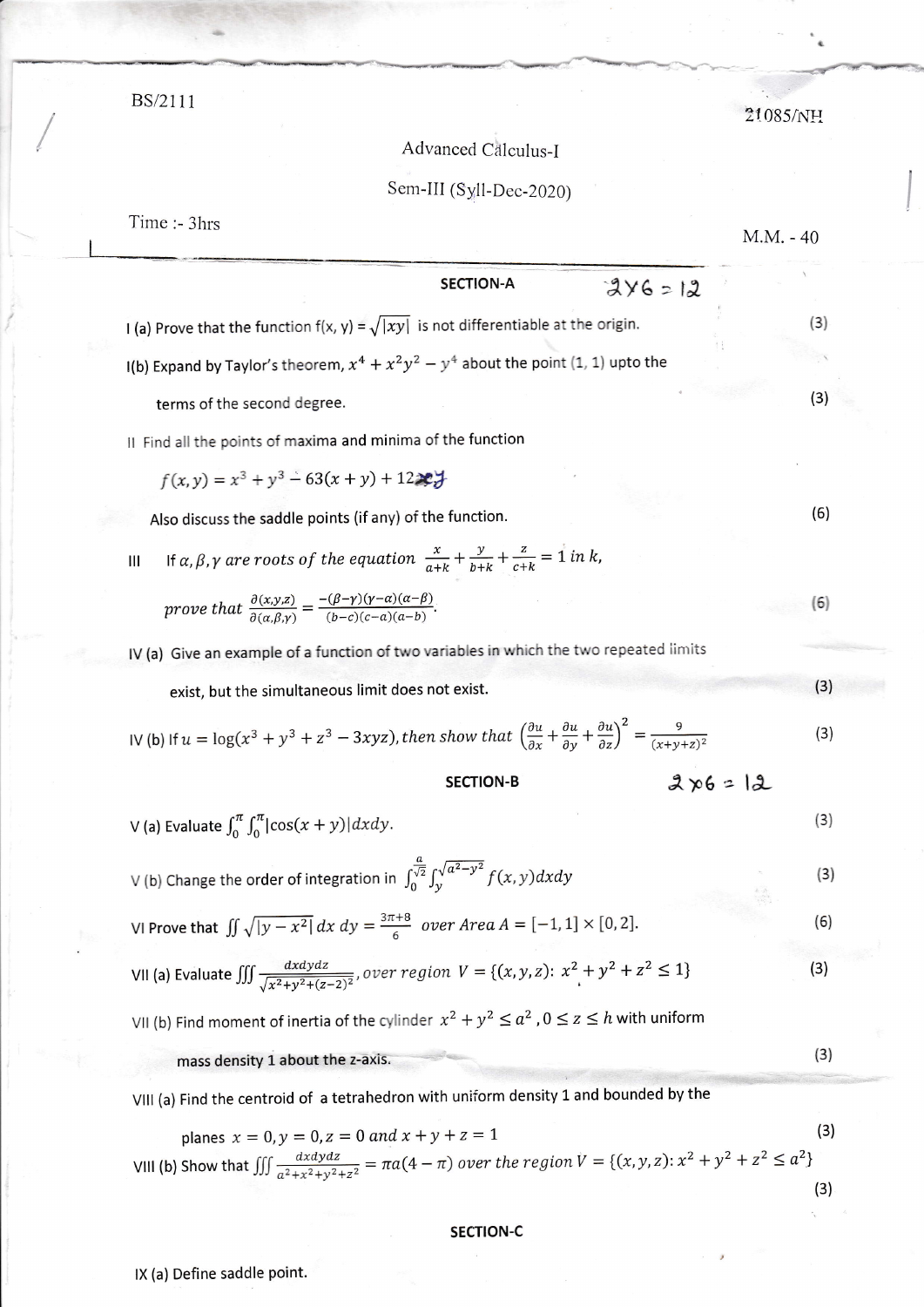BS/2111

21085/NH

Advanced Calculus-I

Sem-III (Syll-Dec-2020)

Time :- 3hrs

M.M. - 40

## SECTION-A

$2\times 6 = 12$

I (a) Prove that the function $f(x, y) = \sqrt{|xy|}$ is not differentiable at the origin. (3)

I(b) Expand by Taylor's theorem, $x^4 + x^2y^2 - y^4$ about the point (1, 1) upto the terms of the second degree. (3)

II Find all the points of maxima and minima of the function

$$f(x, y) = x^3 + y^3 - 63(x + y) + 12xy$$

Also discuss the saddle points (if any) of the function. (6)

III If $\alpha, \beta, \gamma$ are roots of the equation $\frac{x}{a+k} + \frac{y}{b+k} + \frac{z}{c+k} = 1$ in $k$,

prove that $\frac{\partial(x,y,z)}{\partial(\alpha,\beta,\gamma)} = \frac{-(\beta-\gamma)(\gamma-\alpha)(\alpha-\beta)}{(b-c)(c-a)(a-b)}$. (6)

IV (a) Give an example of a function of two variables in which the two repeated limits exist, but the simultaneous limit does not exist. (3)

IV (b) If $u = \log(x^3 + y^3 + z^3 - 3xyz)$, then show that $\left(\frac{\partial u}{\partial x} + \frac{\partial u}{\partial y} + \frac{\partial u}{\partial z}\right)^2 = \frac{9}{(x+y+z)^2}$ (3)

## SECTION-B

$2\times 6 = 12$

V (a) Evaluate $\int_0^{\pi}\int_0^{\pi}|\cos(x + y)|dxdy$. (3)

V (b) Change the order of integration in $\int_0^{\frac{a}{\sqrt{2}}}\int_y^{\sqrt{a^2-y^2}} f(x, y)dxdy$ (3)

VI Prove that $\iint \sqrt{|y - x^2|}\, dx\, dy = \frac{3\pi+8}{6}$ over Area $A = [-1, 1] \times [0, 2]$. (6)

VII (a) Evaluate $\iiint \frac{dxdydz}{\sqrt{x^2+y^2+(z-2)^2}}$, over region $V = \{(x, y, z): x^2 + y^2 + z^2 \leq 1\}$ (3)

VII (b) Find moment of inertia of the cylinder $x^2 + y^2 \leq a^2$, $0 \leq z \leq h$ with uniform mass density 1 about the z-axis. (3)

VIII (a) Find the centroid of a tetrahedron with uniform density 1 and bounded by the planes $x = 0, y = 0, z = 0$ and $x + y + z = 1$ (3)

VIII (b) Show that $\iiint \frac{dxdydz}{a^2+x^2+y^2+z^2} = \pi a(4 - \pi)$ over the region $V = \{(x, y, z): x^2 + y^2 + z^2 \leq a^2\}$ (3)

## SECTION-C

IX (a) Define saddle point.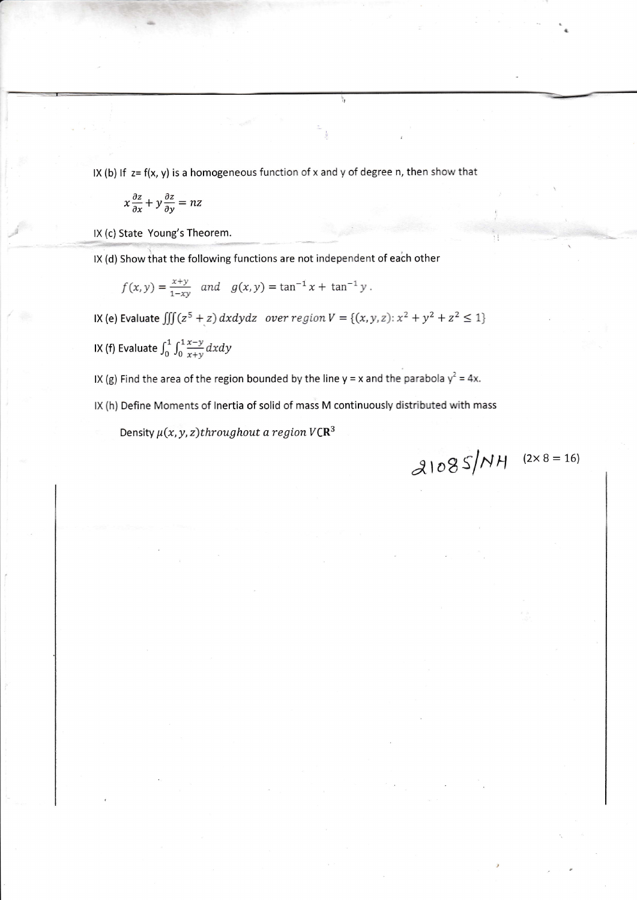IX (b) If z= f(x, y) is a homogeneous function of x and y of degree n, then show that

$$x\frac{\partial z}{\partial x} + y\frac{\partial z}{\partial y} = nz$$

IX (c) State Young's Theorem.

IX (d) Show that the following functions are not independent of each other

$$f(x,y) = \frac{x+y}{1-xy} \quad and \quad g(x,y) = \tan^{-1}x + \tan^{-1}y.$$

IX (e) Evaluate $\iiint (z^5 + z)\,dxdydz \quad over\ region\ V = \{(x,y,z): x^2 + y^2 + z^2 \leq 1\}$

IX (f) Evaluate $\int_0^1 \int_0^1 \frac{x-y}{x+y} dxdy$

IX (g) Find the area of the region bounded by the line y = x and the parabola $y^2 = 4x$.

IX (h) Define Moments of Inertia of solid of mass M continuously distributed with mass Density $\mu(x,y,z)$ *throughout a region* $V \subset \mathbf{R}^3$

21085/NH (2× 8 = 16)